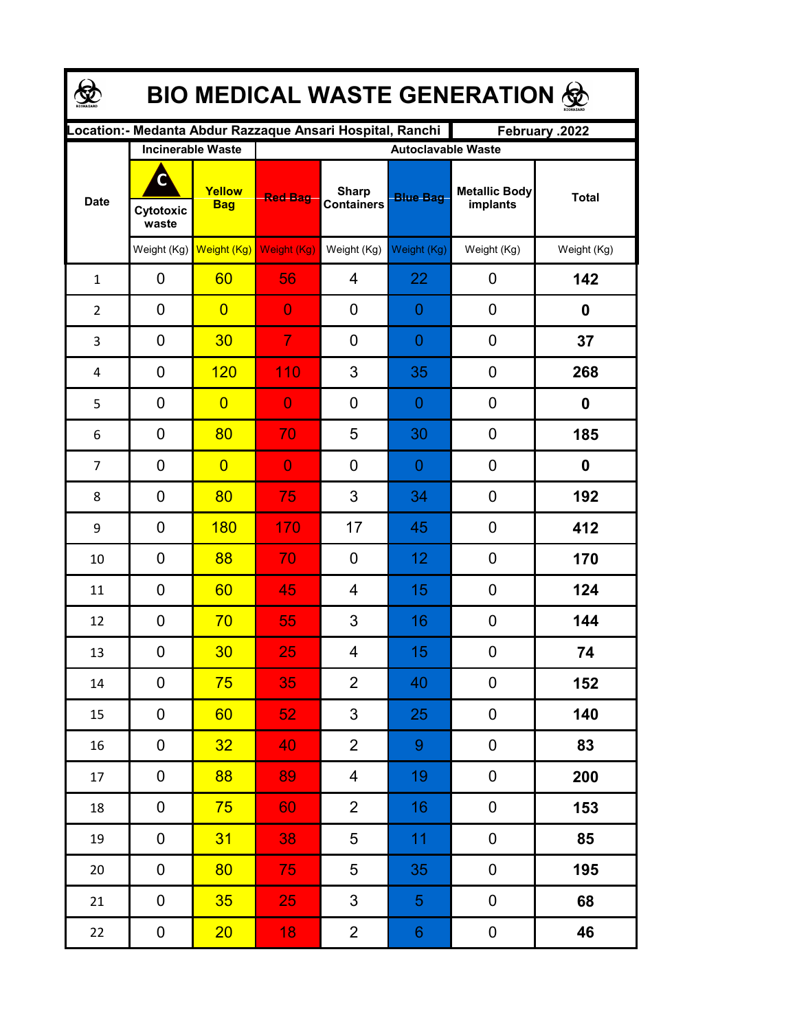# BIO MEDICAL WASTE GENERATION

| Location:- Medanta Abdur Razzaque Ansari Hospital, Ranchi | | | | | | | February .2022 |
|---|---|---|---|---|---|---|---|
| Date | Incinerable Waste | | Autoclavable Waste | | | | |
| | Cytotoxic waste | Yellow Bag | Red Bag | Sharp Containers | Blue Bag | Metallic Body implants | Total |
| | Weight (Kg) | Weight (Kg) | Weight (Kg) | Weight (Kg) | Weight (Kg) | Weight (Kg) | Weight (Kg) |
| 1 | 0 | 60 | 56 | 4 | 22 | 0 | **142** |
| 2 | 0 | 0 | 0 | 0 | 0 | 0 | **0** |
| 3 | 0 | 30 | 7 | 0 | 0 | 0 | **37** |
| 4 | 0 | 120 | 110 | 3 | 35 | 0 | **268** |
| 5 | 0 | 0 | 0 | 0 | 0 | 0 | **0** |
| 6 | 0 | 80 | 70 | 5 | 30 | 0 | **185** |
| 7 | 0 | 0 | 0 | 0 | 0 | 0 | **0** |
| 8 | 0 | 80 | 75 | 3 | 34 | 0 | **192** |
| 9 | 0 | 180 | 170 | 17 | 45 | 0 | **412** |
| 10 | 0 | 88 | 70 | 0 | 12 | 0 | **170** |
| 11 | 0 | 60 | 45 | 4 | 15 | 0 | **124** |
| 12 | 0 | 70 | 55 | 3 | 16 | 0 | **144** |
| 13 | 0 | 30 | 25 | 4 | 15 | 0 | **74** |
| 14 | 0 | 75 | 35 | 2 | 40 | 0 | **152** |
| 15 | 0 | 60 | 52 | 3 | 25 | 0 | **140** |
| 16 | 0 | 32 | 40 | 2 | 9 | 0 | **83** |
| 17 | 0 | 88 | 89 | 4 | 19 | 0 | **200** |
| 18 | 0 | 75 | 60 | 2 | 16 | 0 | **153** |
| 19 | 0 | 31 | 38 | 5 | 11 | 0 | **85** |
| 20 | 0 | 80 | 75 | 5 | 35 | 0 | **195** |
| 21 | 0 | 35 | 25 | 3 | 5 | 0 | **68** |
| 22 | 0 | 20 | 18 | 2 | 6 | 0 | **46** |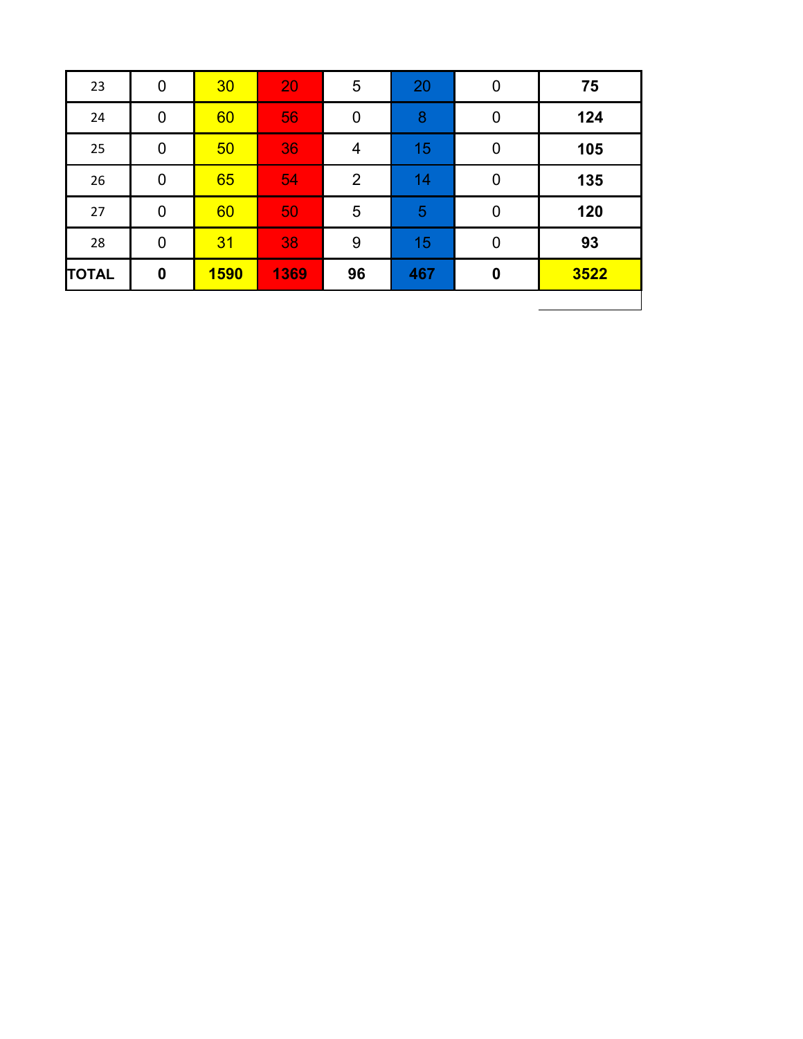| | | | | | | | |
|---|---|---|---|---|---|---|---|
| 23 | 0 | 30 | 20 | 5 | 20 | 0 | **75** |
| 24 | 0 | 60 | 56 | 0 | 8 | 0 | **124** |
| 25 | 0 | 50 | 36 | 4 | 15 | 0 | **105** |
| 26 | 0 | 65 | 54 | 2 | 14 | 0 | **135** |
| 27 | 0 | 60 | 50 | 5 | 5 | 0 | **120** |
| 28 | 0 | 31 | 38 | 9 | 15 | 0 | **93** |
| **TOTAL** | **0** | **1590** | **1369** | **96** | **467** | **0** | **3522** |